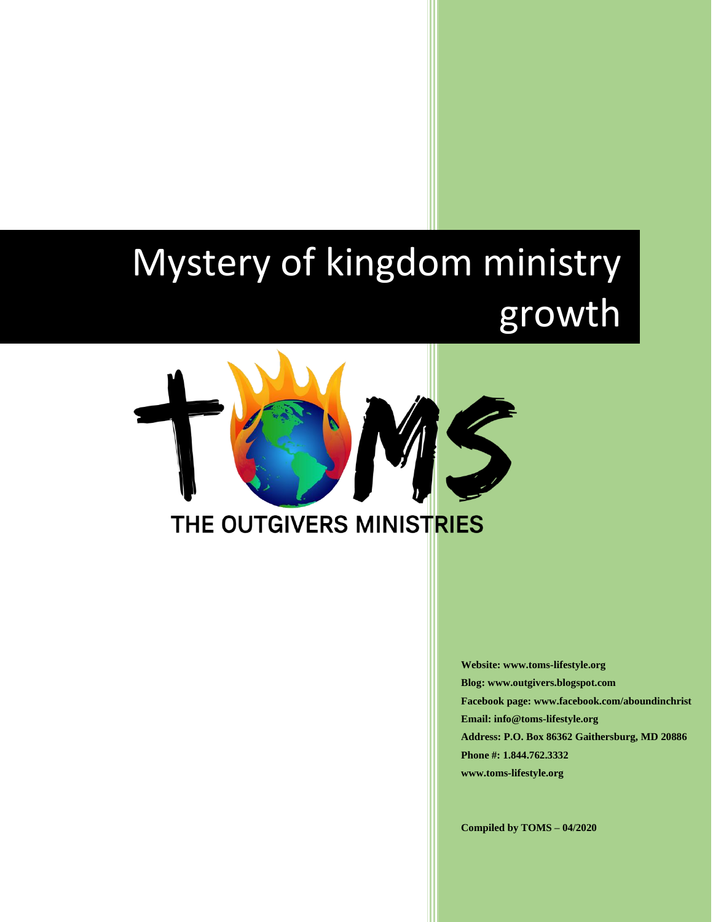# Mystery of kingdom ministry growth

THE OUTGIVERS MINISTRIES

**Website: www.toms-lifestyle.org**
**Blog: www.outgivers.blogspot.com**
**Facebook page: www.facebook.com/aboundinchrist**
**Email: info@toms-lifestyle.org**
**Address: P.O. Box 86362 Gaithersburg, MD 20886**
**Phone #: 1.844.762.3332**
**www.toms-lifestyle.org**

**Compiled by TOMS – 04/2020**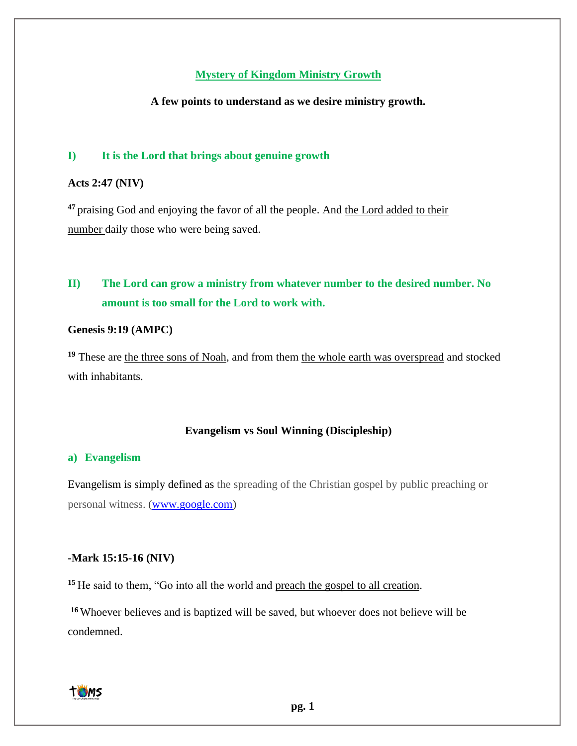# Mystery of Kingdom Ministry Growth

**A few points to understand as we desire ministry growth.**

## I) It is the Lord that brings about genuine growth

**Acts 2:47 (NIV)**

[47] praising God and enjoying the favor of all the people. And the Lord added to their number daily those who were being saved.

## II) The Lord can grow a ministry from whatever number to the desired number. No amount is too small for the Lord to work with.

**Genesis 9:19 (AMPC)**

[19] These are the three sons of Noah, and from them the whole earth was overspread and stocked with inhabitants.

**Evangelism vs Soul Winning (Discipleship)**

### a) Evangelism

Evangelism is simply defined as the spreading of the Christian gospel by public preaching or personal witness. (www.google.com)

**-Mark 15:15-16 (NIV)**

[15] He said to them, "Go into all the world and preach the gospel to all creation.

[16] Whoever believes and is baptized will be saved, but whoever does not believe will be condemned.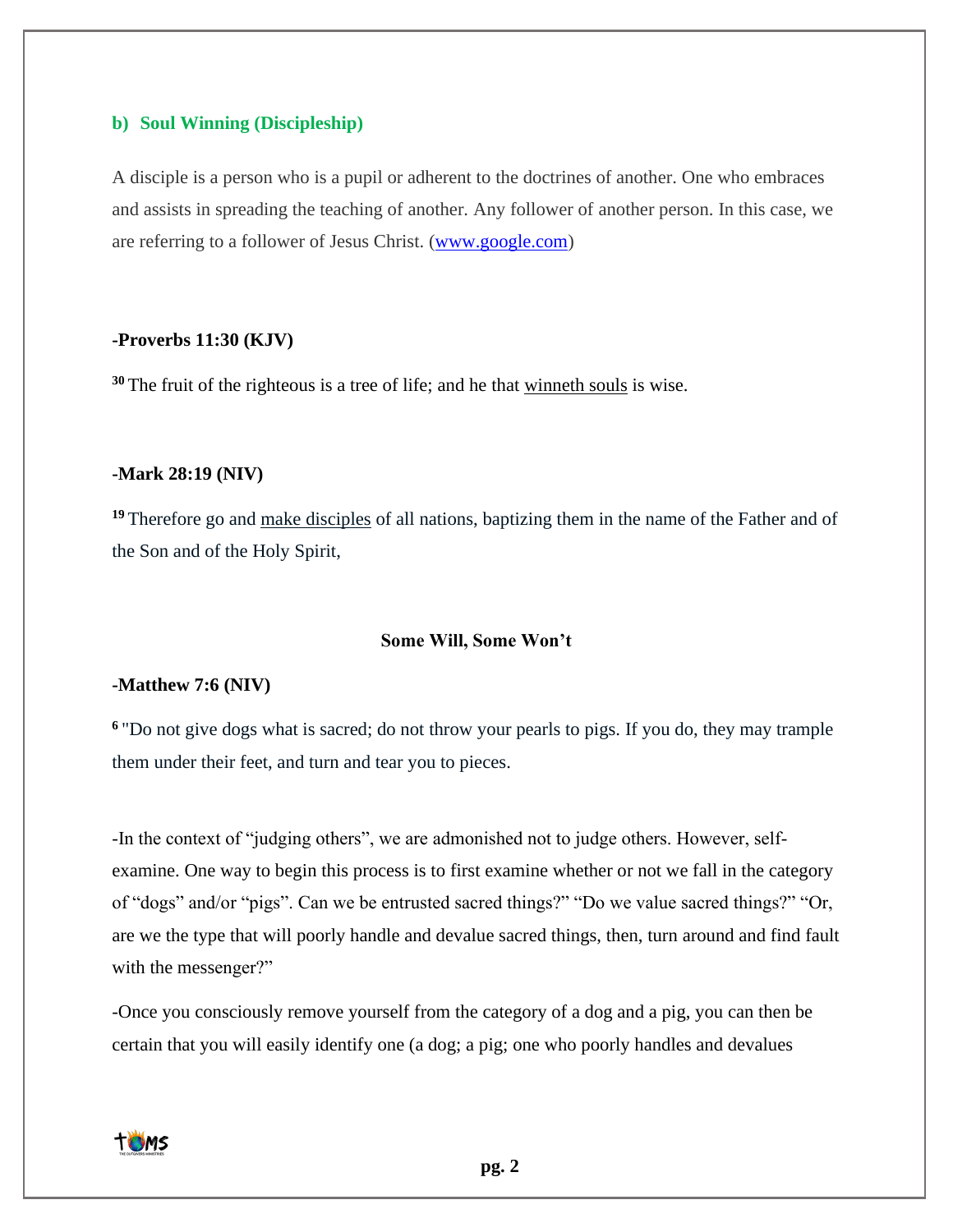### b) Soul Winning (Discipleship)

A disciple is a person who is a pupil or adherent to the doctrines of another. One who embraces and assists in spreading the teaching of another. Any follower of another person. In this case, we are referring to a follower of Jesus Christ. (www.google.com)

**-Proverbs 11:30 (KJV)**

**30** The fruit of the righteous is a tree of life; and he that winneth souls is wise.

**-Mark 28:19 (NIV)**

**19** Therefore go and make disciples of all nations, baptizing them in the name of the Father and of the Son and of the Holy Spirit,

**Some Will, Some Won't**

**-Matthew 7:6 (NIV)**

**6** "Do not give dogs what is sacred; do not throw your pearls to pigs. If you do, they may trample them under their feet, and turn and tear you to pieces.

-In the context of "judging others", we are admonished not to judge others. However, self-examine. One way to begin this process is to first examine whether or not we fall in the category of "dogs" and/or "pigs". Can we be entrusted sacred things?" "Do we value sacred things?" "Or, are we the type that will poorly handle and devalue sacred things, then, turn around and find fault with the messenger?"

-Once you consciously remove yourself from the category of a dog and a pig, you can then be certain that you will easily identify one (a dog; a pig; one who poorly handles and devalues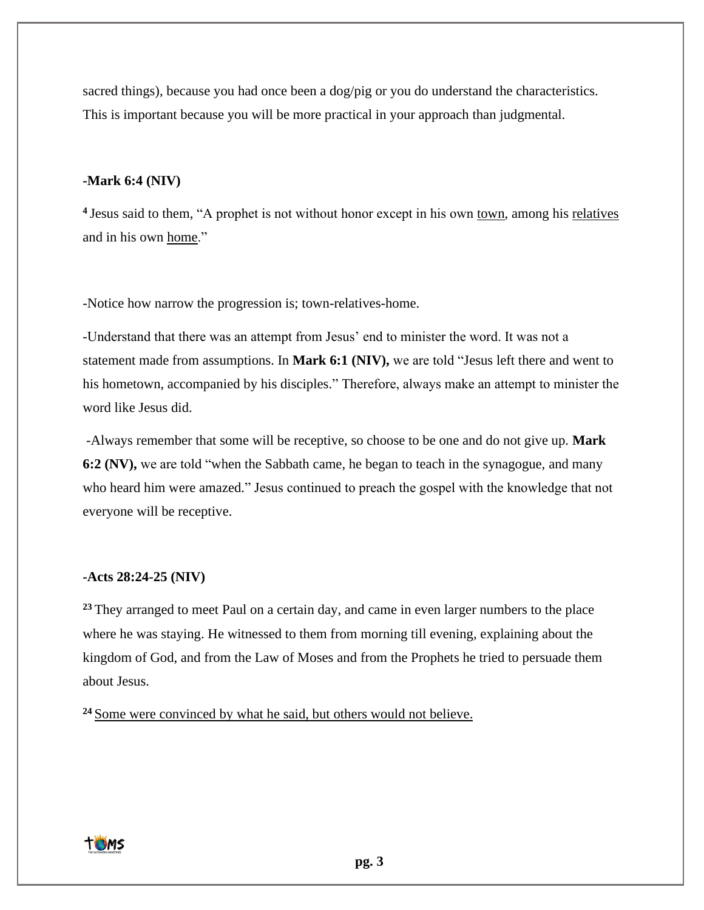sacred things), because you had once been a dog/pig or you do understand the characteristics. This is important because you will be more practical in your approach than judgmental.

**-Mark 6:4 (NIV)**

[4] Jesus said to them, "A prophet is not without honor except in his own town, among his relatives and in his own home."

-Notice how narrow the progression is; town-relatives-home.

-Understand that there was an attempt from Jesus' end to minister the word. It was not a statement made from assumptions. In **Mark 6:1 (NIV),** we are told "Jesus left there and went to his hometown, accompanied by his disciples." Therefore, always make an attempt to minister the word like Jesus did.

-Always remember that some will be receptive, so choose to be one and do not give up. **Mark 6:2 (NV),** we are told "when the Sabbath came, he began to teach in the synagogue, and many who heard him were amazed." Jesus continued to preach the gospel with the knowledge that not everyone will be receptive.

**-Acts 28:24-25 (NIV)**

[23] They arranged to meet Paul on a certain day, and came in even larger numbers to the place where he was staying. He witnessed to them from morning till evening, explaining about the kingdom of God, and from the Law of Moses and from the Prophets he tried to persuade them about Jesus.

[24] Some were convinced by what he said, but others would not believe.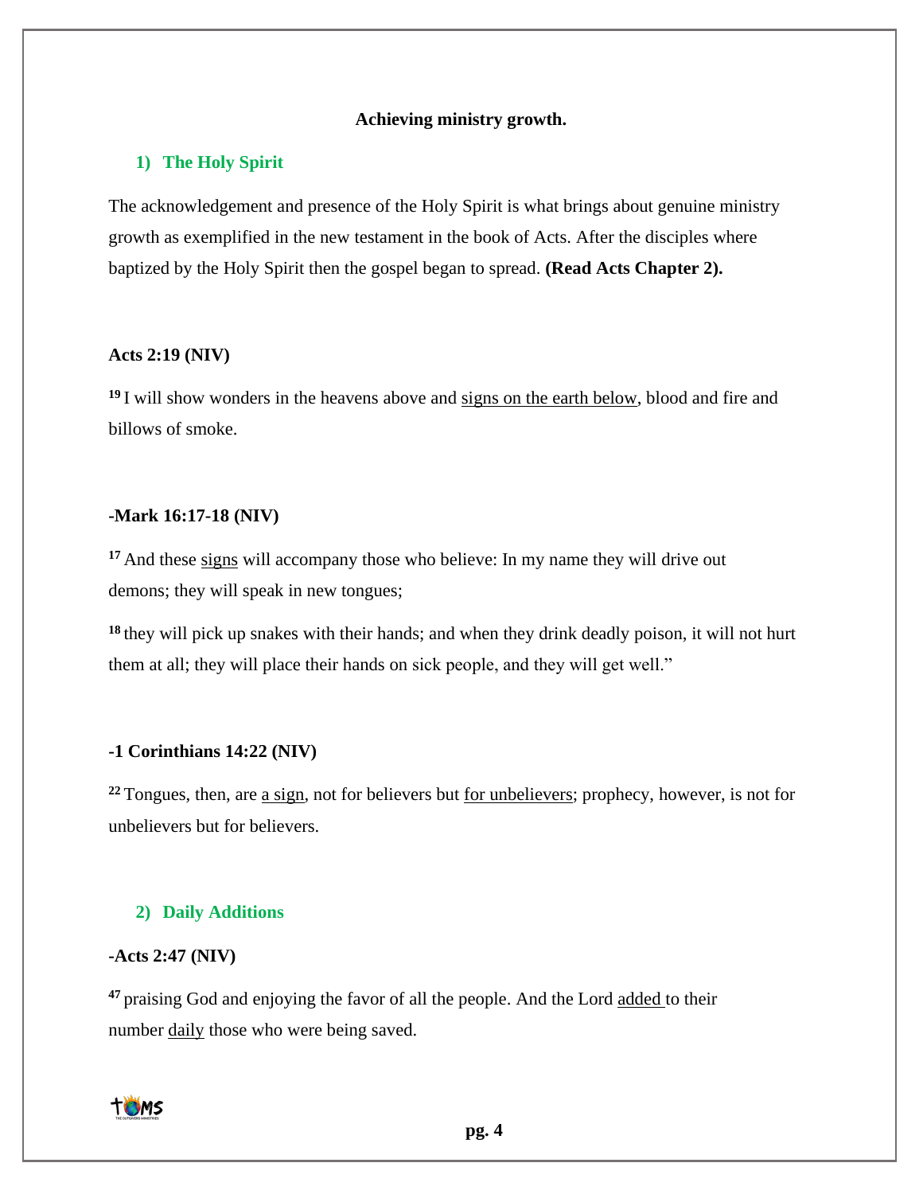## Achieving ministry growth.

### 1) The Holy Spirit

The acknowledgement and presence of the Holy Spirit is what brings about genuine ministry growth as exemplified in the new testament in the book of Acts. After the disciples where baptized by the Holy Spirit then the gospel began to spread. **(Read Acts Chapter 2).**

**Acts 2:19 (NIV)**

**19** I will show wonders in the heavens above and <u>signs on the earth below</u>, blood and fire and billows of smoke.

**-Mark 16:17-18 (NIV)**

**17** And these <u>signs</u> will accompany those who believe: In my name they will drive out demons; they will speak in new tongues;

**18** they will pick up snakes with their hands; and when they drink deadly poison, it will not hurt them at all; they will place their hands on sick people, and they will get well."

**-1 Corinthians 14:22 (NIV)**

**22** Tongues, then, are <u>a sign</u>, not for believers but <u>for unbelievers</u>; prophecy, however, is not for unbelievers but for believers.

### 2) Daily Additions

**-Acts 2:47 (NIV)**

**47** praising God and enjoying the favor of all the people. And the Lord <u>added</u> to their number <u>daily</u> those who were being saved.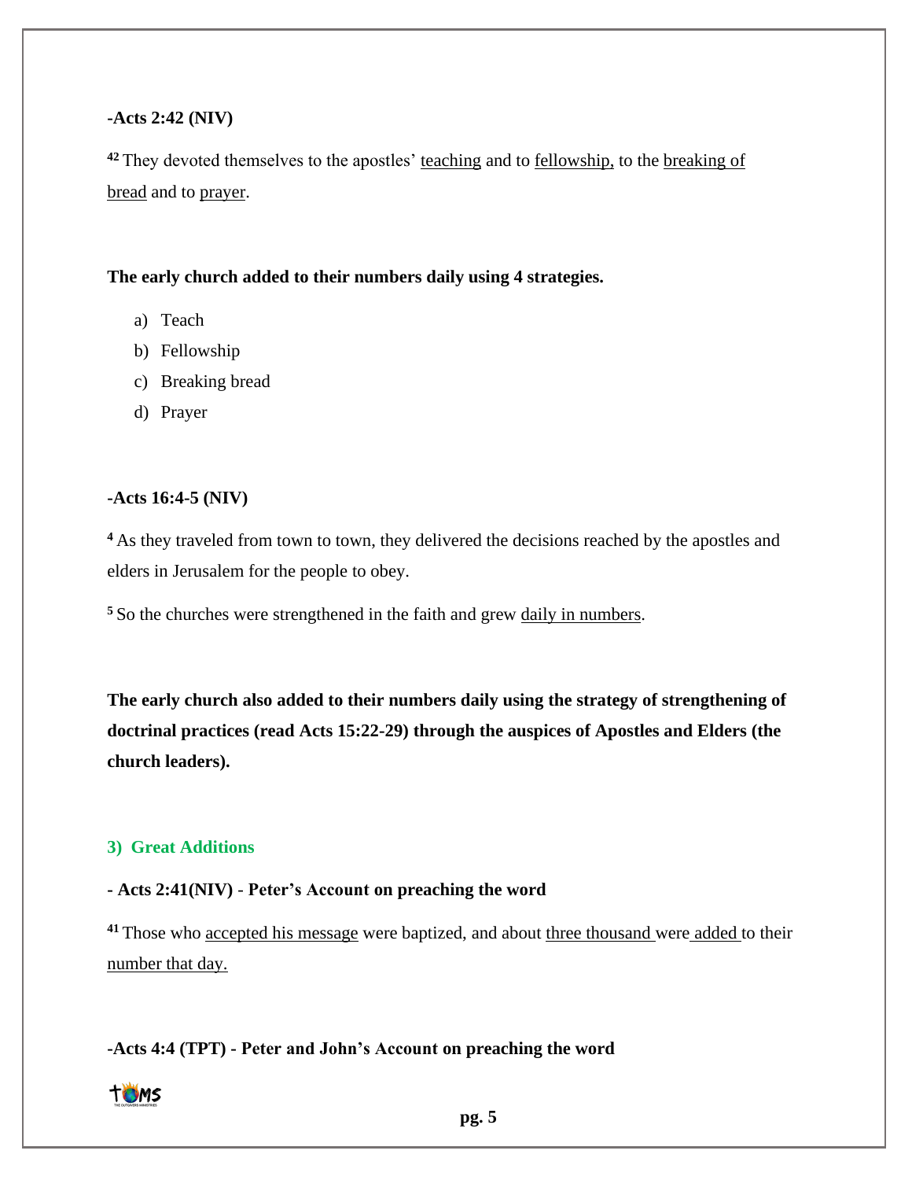**-Acts 2:42 (NIV)**

[42] They devoted themselves to the apostles' <u>teaching</u> and to <u>fellowship,</u> to the <u>breaking of bread</u> and to <u>prayer</u>.

**The early church added to their numbers daily using 4 strategies.**

a) Teach
b) Fellowship
c) Breaking bread
d) Prayer

**-Acts 16:4-5 (NIV)**

[4] As they traveled from town to town, they delivered the decisions reached by the apostles and elders in Jerusalem for the people to obey.

[5] So the churches were strengthened in the faith and grew <u>daily in numbers</u>.

**The early church also added to their numbers daily using the strategy of strengthening of doctrinal practices (read Acts 15:22-29) through the auspices of Apostles and Elders (the church leaders).**

### 3) Great Additions

**- Acts 2:41(NIV) - Peter's Account on preaching the word**

[41] Those who <u>accepted his message</u> were baptized, and about <u>three thousand</u> were <u>added</u> to their <u>number that day.</u>

**-Acts 4:4 (TPT) - Peter and John's Account on preaching the word**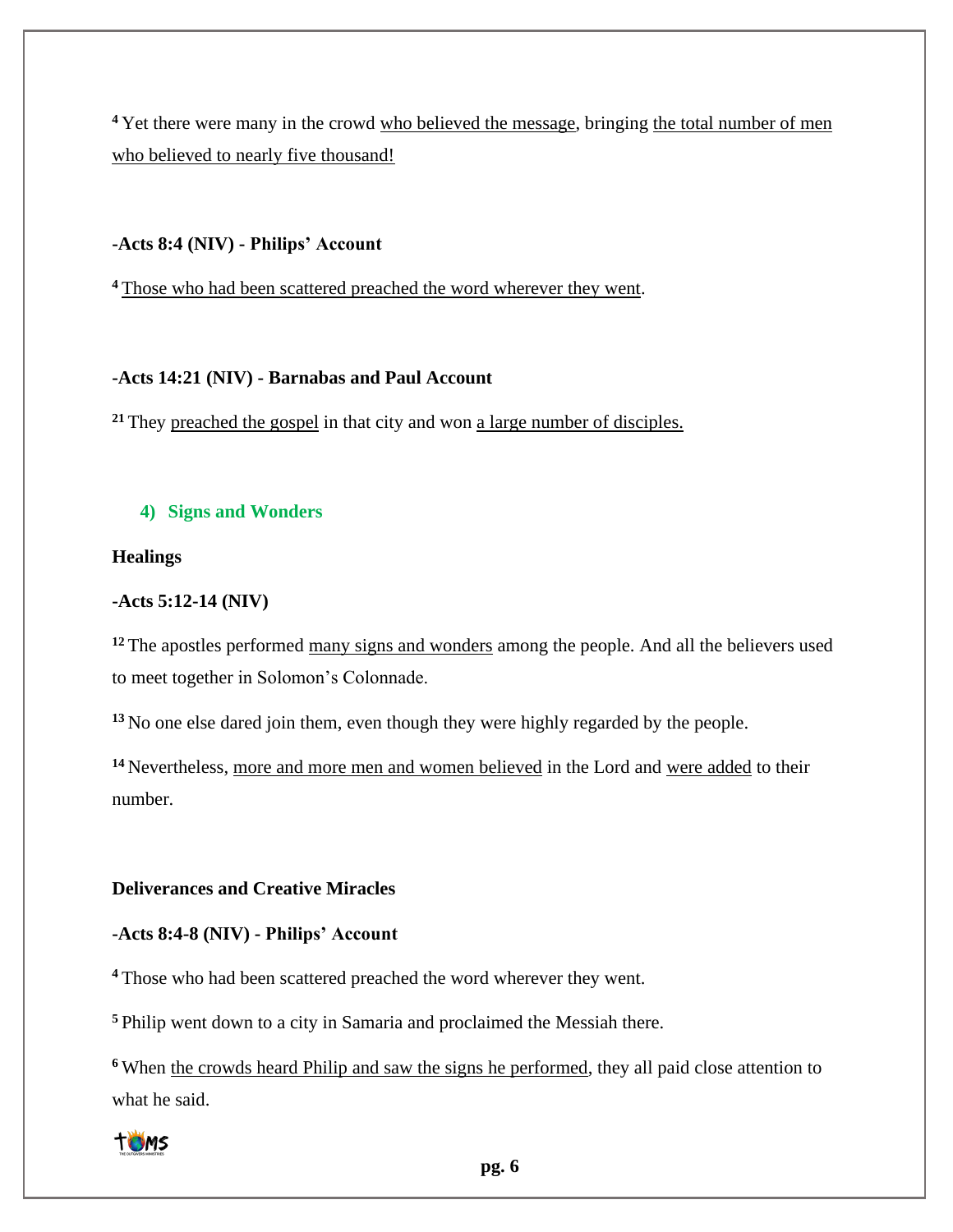[4] Yet there were many in the crowd <u>who believed the message</u>, bringing <u>the total number of men who believed to nearly five thousand!</u>

**-Acts 8:4 (NIV) - Philips' Account**

[4] <u>Those who had been scattered preached the word wherever they went</u>.

**-Acts 14:21 (NIV) - Barnabas and Paul Account**

[21] They <u>preached the gospel</u> in that city and won <u>a large number of disciples.</u>

## 4) Signs and Wonders

**Healings**

**-Acts 5:12-14 (NIV)**

[12] The apostles performed <u>many signs and wonders</u> among the people. And all the believers used to meet together in Solomon's Colonnade.

[13] No one else dared join them, even though they were highly regarded by the people.

[14] Nevertheless, <u>more and more men and women believed</u> in the Lord and <u>were added</u> to their number.

**Deliverances and Creative Miracles**

**-Acts 8:4-8 (NIV) - Philips' Account**

[4] Those who had been scattered preached the word wherever they went.

[5] Philip went down to a city in Samaria and proclaimed the Messiah there.

[6] When <u>the crowds heard Philip and saw the signs he performed</u>, they all paid close attention to what he said.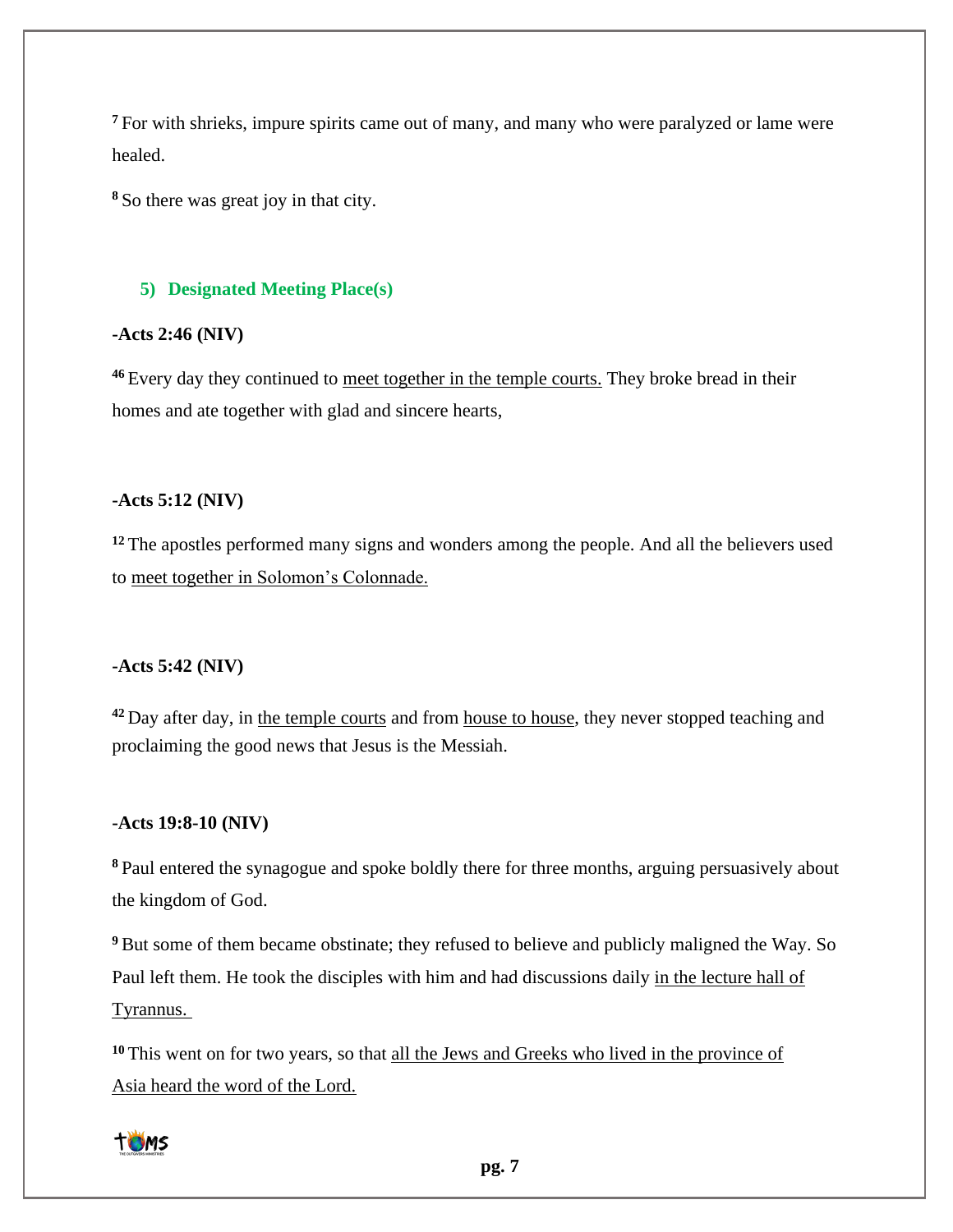[7] For with shrieks, impure spirits came out of many, and many who were paralyzed or lame were healed.

[8] So there was great joy in that city.

### 5) Designated Meeting Place(s)

**-Acts 2:46 (NIV)**

[46] Every day they continued to <u>meet together in the temple courts.</u> They broke bread in their homes and ate together with glad and sincere hearts,

**-Acts 5:12 (NIV)**

[12] The apostles performed many signs and wonders among the people. And all the believers used to <u>meet together in Solomon's Colonnade.</u>

**-Acts 5:42 (NIV)**

[42] Day after day, in <u>the temple courts</u> and from <u>house to house</u>, they never stopped teaching and proclaiming the good news that Jesus is the Messiah.

**-Acts 19:8-10 (NIV)**

[8] Paul entered the synagogue and spoke boldly there for three months, arguing persuasively about the kingdom of God.

[9] But some of them became obstinate; they refused to believe and publicly maligned the Way. So Paul left them. He took the disciples with him and had discussions daily <u>in the lecture hall of Tyrannus.</u>

[10] This went on for two years, so that <u>all the Jews and Greeks who lived in the province of Asia heard the word of the Lord.</u>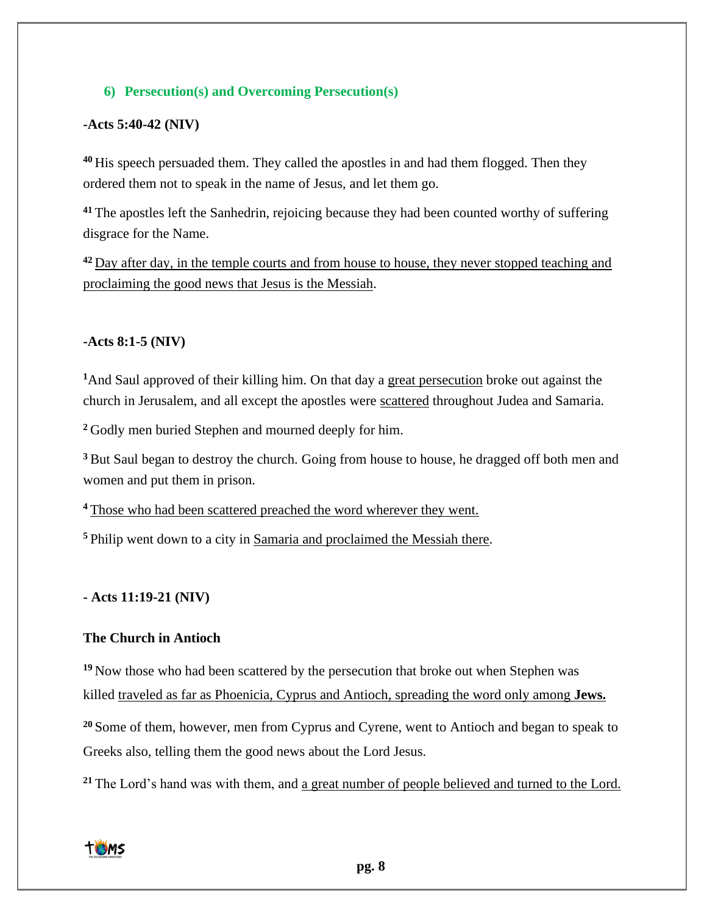### 6) Persecution(s) and Overcoming Persecution(s)

**-Acts 5:40-42 (NIV)**

[40] His speech persuaded them. They called the apostles in and had them flogged. Then they ordered them not to speak in the name of Jesus, and let them go.

[41] The apostles left the Sanhedrin, rejoicing because they had been counted worthy of suffering disgrace for the Name.

[42] <u>Day after day, in the temple courts and from house to house, they never stopped teaching and proclaiming the good news that Jesus is the Messiah</u>.

**-Acts 8:1-5 (NIV)**

[1] And Saul approved of their killing him. On that day a <u>great persecution</u> broke out against the church in Jerusalem, and all except the apostles were <u>scattered</u> throughout Judea and Samaria.

[2] Godly men buried Stephen and mourned deeply for him.

[3] But Saul began to destroy the church. Going from house to house, he dragged off both men and women and put them in prison.

[4] <u>Those who had been scattered preached the word wherever they went.</u>

[5] Philip went down to a city in <u>Samaria and proclaimed the Messiah there</u>.

**- Acts 11:19-21 (NIV)**

**The Church in Antioch**

[19] Now those who had been scattered by the persecution that broke out when Stephen was killed <u>traveled as far as Phoenicia, Cyprus and Antioch, spreading the word only among **Jews.**</u>

[20] Some of them, however, men from Cyprus and Cyrene, went to Antioch and began to speak to Greeks also, telling them the good news about the Lord Jesus.

[21] The Lord's hand was with them, and <u>a great number of people believed and turned to the Lord.</u>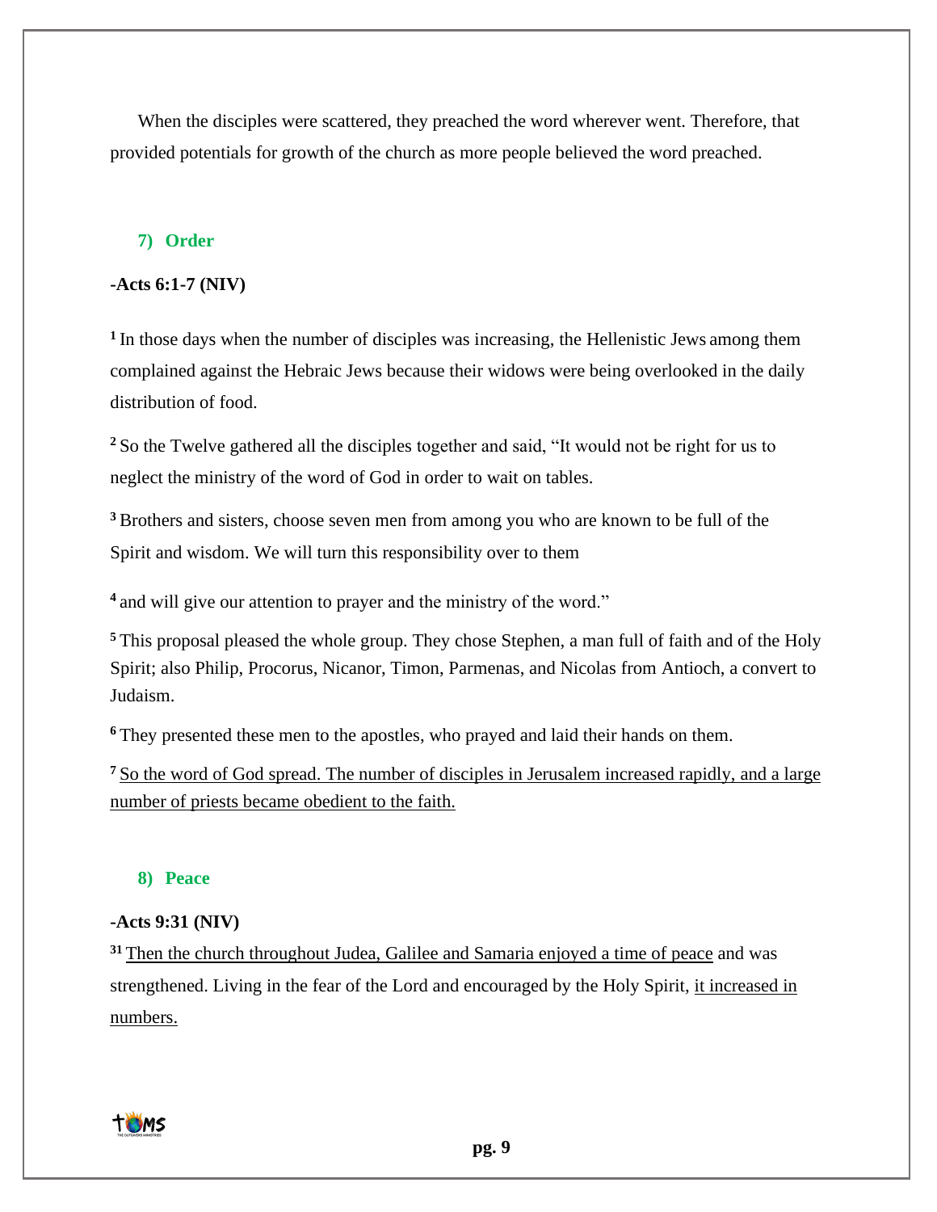When the disciples were scattered, they preached the word wherever went. Therefore, that provided potentials for growth of the church as more people believed the word preached.

### 7) Order

**-Acts 6:1-7 (NIV)**

**1** In those days when the number of disciples was increasing, the Hellenistic Jews among them complained against the Hebraic Jews because their widows were being overlooked in the daily distribution of food.

**2** So the Twelve gathered all the disciples together and said, “It would not be right for us to neglect the ministry of the word of God in order to wait on tables.

**3** Brothers and sisters, choose seven men from among you who are known to be full of the Spirit and wisdom. We will turn this responsibility over to them

**4** and will give our attention to prayer and the ministry of the word.”

**5** This proposal pleased the whole group. They chose Stephen, a man full of faith and of the Holy Spirit; also Philip, Procorus, Nicanor, Timon, Parmenas, and Nicolas from Antioch, a convert to Judaism.

**6** They presented these men to the apostles, who prayed and laid their hands on them.

**7** <u>So the word of God spread. The number of disciples in Jerusalem increased rapidly, and a large number of priests became obedient to the faith.</u>

### 8) Peace

**-Acts 9:31 (NIV)**

**31** <u>Then the church throughout Judea, Galilee and Samaria enjoyed a time of peace</u> and was strengthened. Living in the fear of the Lord and encouraged by the Holy Spirit, <u>it increased in numbers.</u>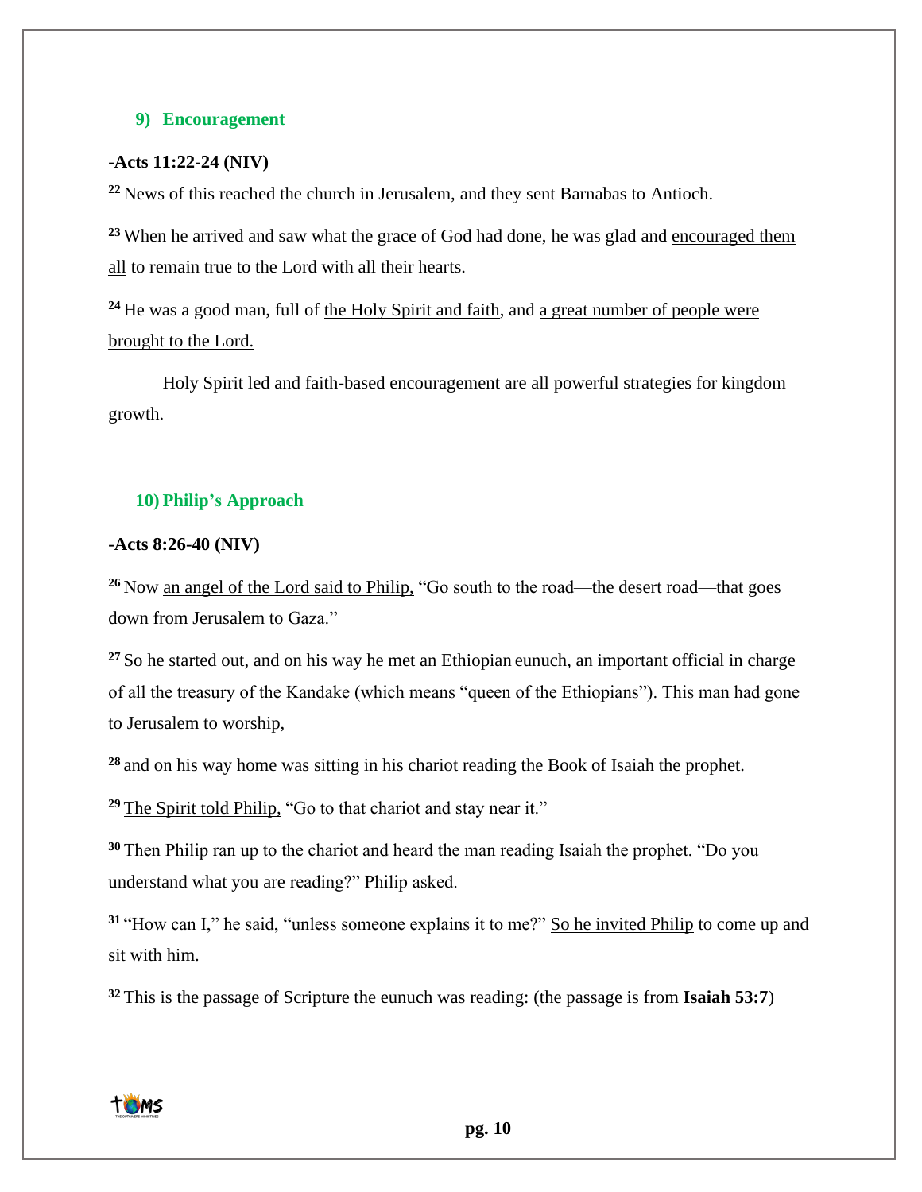### 9) Encouragement

**-Acts 11:22-24 (NIV)**

**22** News of this reached the church in Jerusalem, and they sent Barnabas to Antioch.

**23** When he arrived and saw what the grace of God had done, he was glad and <u>encouraged them all</u> to remain true to the Lord with all their hearts.

**24** He was a good man, full of <u>the Holy Spirit and faith</u>, and <u>a great number of people were brought to the Lord.</u>

Holy Spirit led and faith-based encouragement are all powerful strategies for kingdom growth.

### 10) Philip's Approach

**-Acts 8:26-40 (NIV)**

**26** Now <u>an angel of the Lord said to Philip,</u> "Go south to the road—the desert road—that goes down from Jerusalem to Gaza."

**27** So he started out, and on his way he met an Ethiopian eunuch, an important official in charge of all the treasury of the Kandake (which means "queen of the Ethiopians"). This man had gone to Jerusalem to worship,

**28** and on his way home was sitting in his chariot reading the Book of Isaiah the prophet.

**29** <u>The Spirit told Philip,</u> "Go to that chariot and stay near it."

**30** Then Philip ran up to the chariot and heard the man reading Isaiah the prophet. "Do you understand what you are reading?" Philip asked.

**31** "How can I," he said, "unless someone explains it to me?" <u>So he invited Philip</u> to come up and sit with him.

**32** This is the passage of Scripture the eunuch was reading: (the passage is from **Isaiah 53:7**)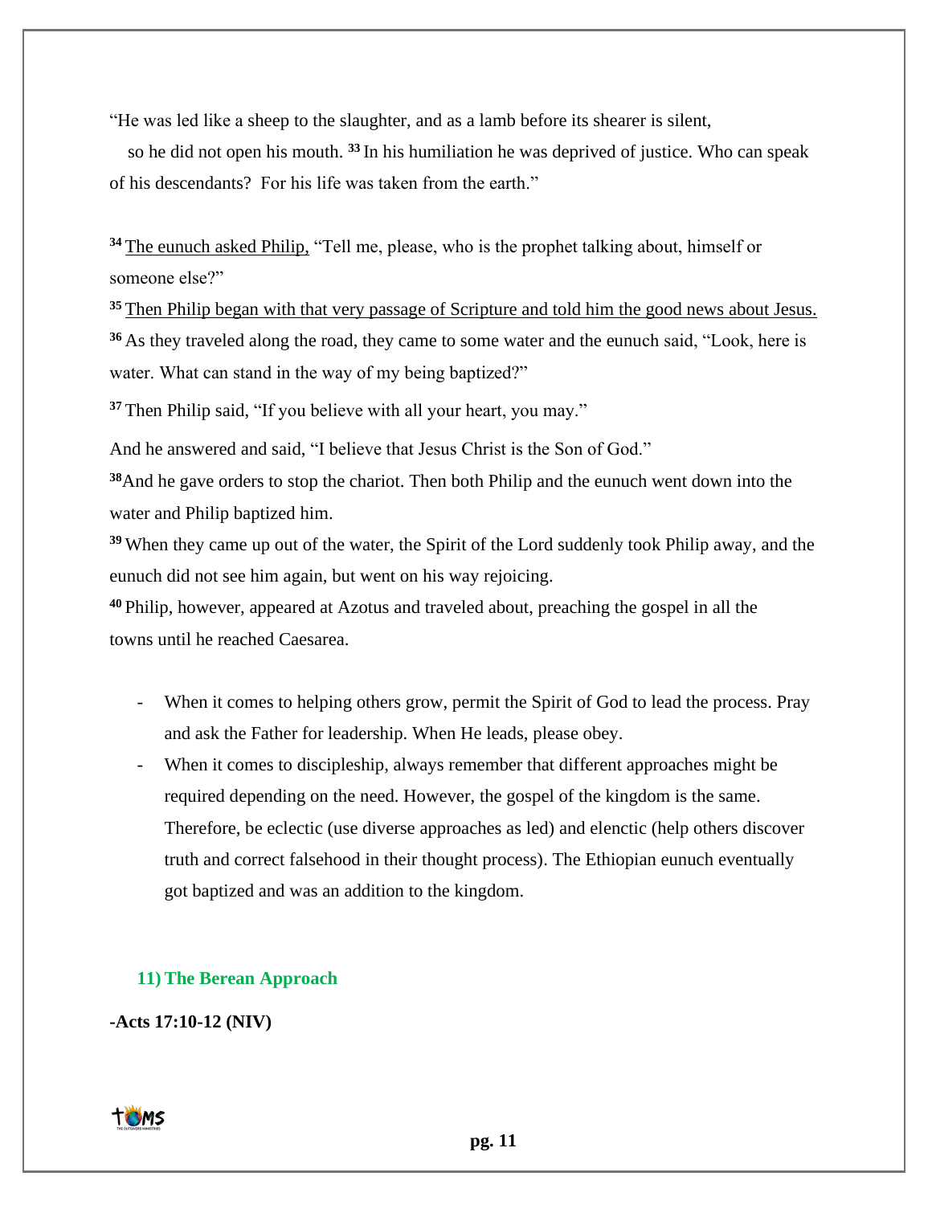"He was led like a sheep to the slaughter, and as a lamb before its shearer is silent,

so he did not open his mouth. [33] In his humiliation he was deprived of justice. Who can speak of his descendants? For his life was taken from the earth."

[34] <u>The eunuch asked Philip,</u> "Tell me, please, who is the prophet talking about, himself or someone else?"

[35] <u>Then Philip began with that very passage of Scripture and told him the good news about Jesus.</u>

[36] As they traveled along the road, they came to some water and the eunuch said, "Look, here is water. What can stand in the way of my being baptized?"

[37] Then Philip said, "If you believe with all your heart, you may."

And he answered and said, "I believe that Jesus Christ is the Son of God."

[38] And he gave orders to stop the chariot. Then both Philip and the eunuch went down into the water and Philip baptized him.

[39] When they came up out of the water, the Spirit of the Lord suddenly took Philip away, and the eunuch did not see him again, but went on his way rejoicing.

[40] Philip, however, appeared at Azotus and traveled about, preaching the gospel in all the towns until he reached Caesarea.

- When it comes to helping others grow, permit the Spirit of God to lead the process. Pray and ask the Father for leadership. When He leads, please obey.
- When it comes to discipleship, always remember that different approaches might be required depending on the need. However, the gospel of the kingdom is the same. Therefore, be eclectic (use diverse approaches as led) and elenctic (help others discover truth and correct falsehood in their thought process). The Ethiopian eunuch eventually got baptized and was an addition to the kingdom.

## 11) The Berean Approach

**-Acts 17:10-12 (NIV)**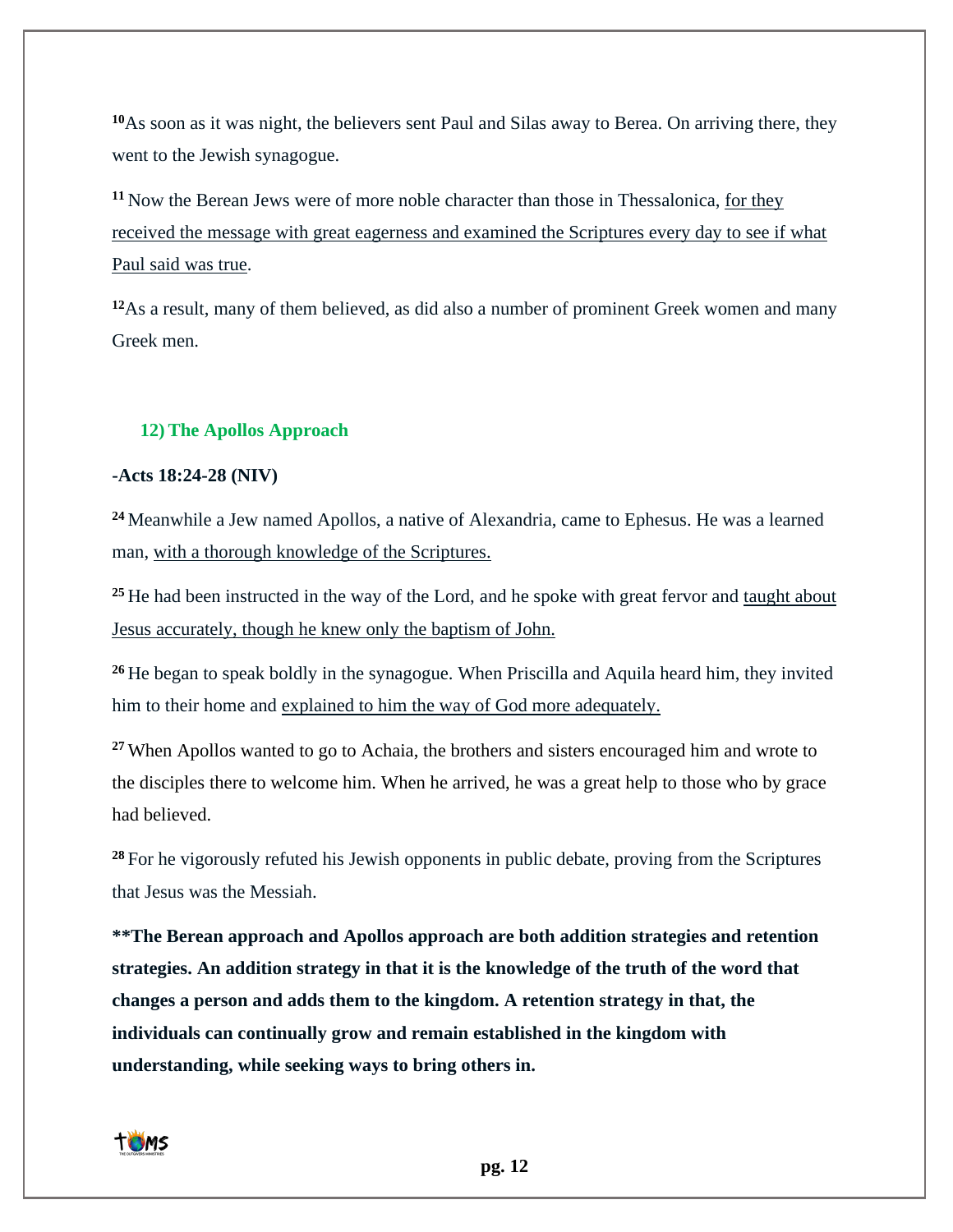[10]As soon as it was night, the believers sent Paul and Silas away to Berea. On arriving there, they went to the Jewish synagogue.

[11] Now the Berean Jews were of more noble character than those in Thessalonica, <u>for they received the message with great eagerness and examined the Scriptures every day to see if what Paul said was true</u>.

[12]As a result, many of them believed, as did also a number of prominent Greek women and many Greek men.

## 12) The Apollos Approach

**-Acts 18:24-28 (NIV)**

[24] Meanwhile a Jew named Apollos, a native of Alexandria, came to Ephesus. He was a learned man, <u>with a thorough knowledge of the Scriptures.</u>

[25] He had been instructed in the way of the Lord, and he spoke with great fervor and <u>taught about Jesus accurately, though he knew only the baptism of John.</u>

[26] He began to speak boldly in the synagogue. When Priscilla and Aquila heard him, they invited him to their home and <u>explained to him the way of God more adequately.</u>

[27] When Apollos wanted to go to Achaia, the brothers and sisters encouraged him and wrote to the disciples there to welcome him. When he arrived, he was a great help to those who by grace had believed.

[28] For he vigorously refuted his Jewish opponents in public debate, proving from the Scriptures that Jesus was the Messiah.

****The Berean approach and Apollos approach are both addition strategies and retention strategies. An addition strategy in that it is the knowledge of the truth of the word that changes a person and adds them to the kingdom. A retention strategy in that, the individuals can continually grow and remain established in the kingdom with understanding, while seeking ways to bring others in.**